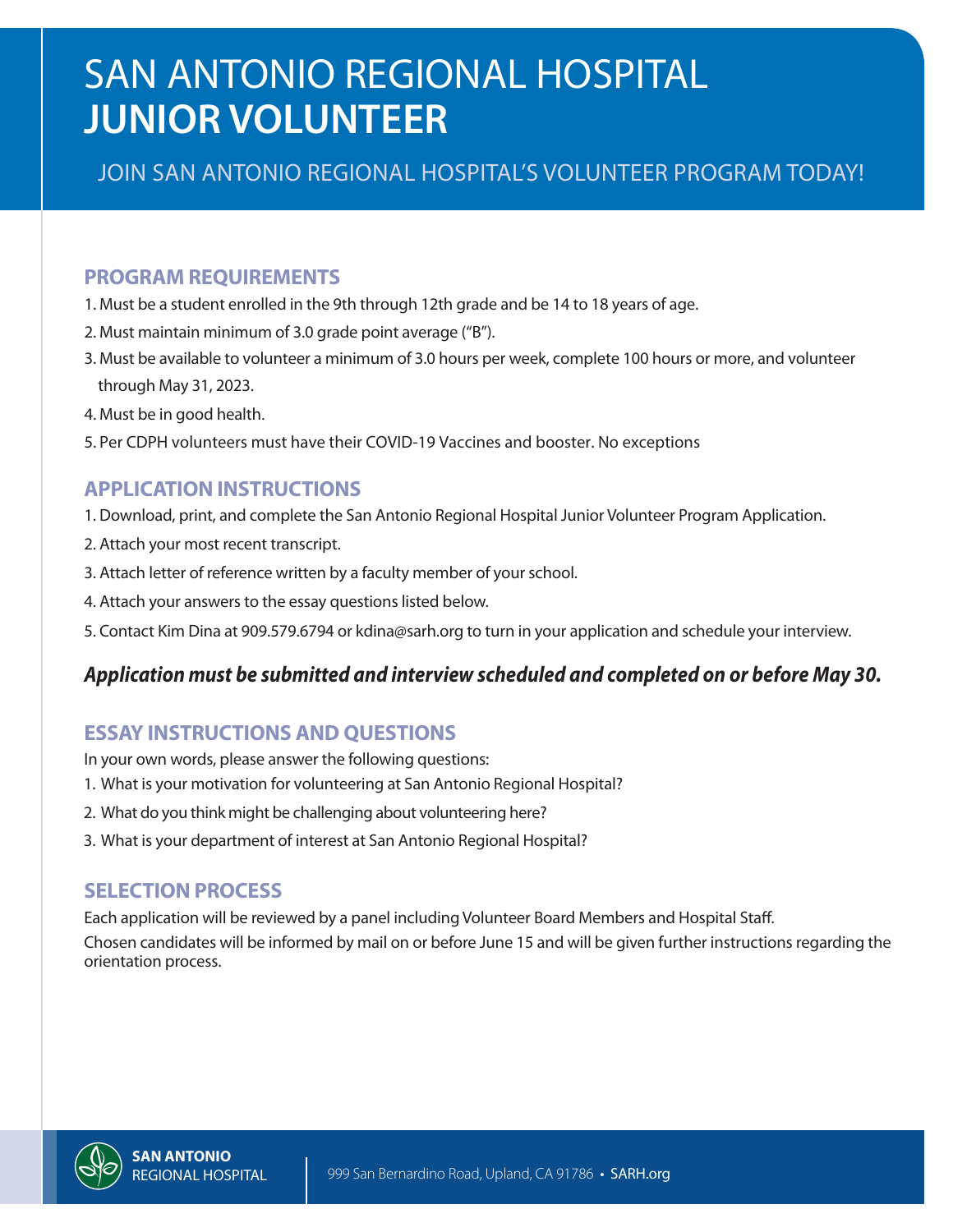# SAN ANTONIO REGIONAL HOSPITAL **JUNIOR VOLUNTEER**

JOIN SAN ANTONIO REGIONAL HOSPITAL'S VOLUNTEER PROGRAM TODAY!

## PROGRAM REQUIREMENTS

1. Must be a student enrolled in the 9th through 12th grade and be 14 to 18 years of age.
2. Must maintain minimum of 3.0 grade point average ("B").
3. Must be available to volunteer a minimum of 3.0 hours per week, complete 100 hours or more, and volunteer through May 31, 2023.
4. Must be in good health.
5. Per CDPH volunteers must have their COVID-19 Vaccines and booster. No exceptions

## APPLICATION INSTRUCTIONS

1. Download, print, and complete the San Antonio Regional Hospital Junior Volunteer Program Application.
2. Attach your most recent transcript.
3. Attach letter of reference written by a faculty member of your school.
4. Attach your answers to the essay questions listed below.
5. Contact Kim Dina at 909.579.6794 or kdina@sarh.org to turn in your application and schedule your interview.

***Application must be submitted and interview scheduled and completed on or before May 30.***

## ESSAY INSTRUCTIONS AND QUESTIONS

In your own words, please answer the following questions:

1. What is your motivation for volunteering at San Antonio Regional Hospital?
2. What do you think might be challenging about volunteering here?
3. What is your department of interest at San Antonio Regional Hospital?

## SELECTION PROCESS

Each application will be reviewed by a panel including Volunteer Board Members and Hospital Staff.

Chosen candidates will be informed by mail on or before June 15 and will be given further instructions regarding the orientation process.

**SAN ANTONIO** REGIONAL HOSPITAL

999 San Bernardino Road, Upland, CA 91786 • SARH.org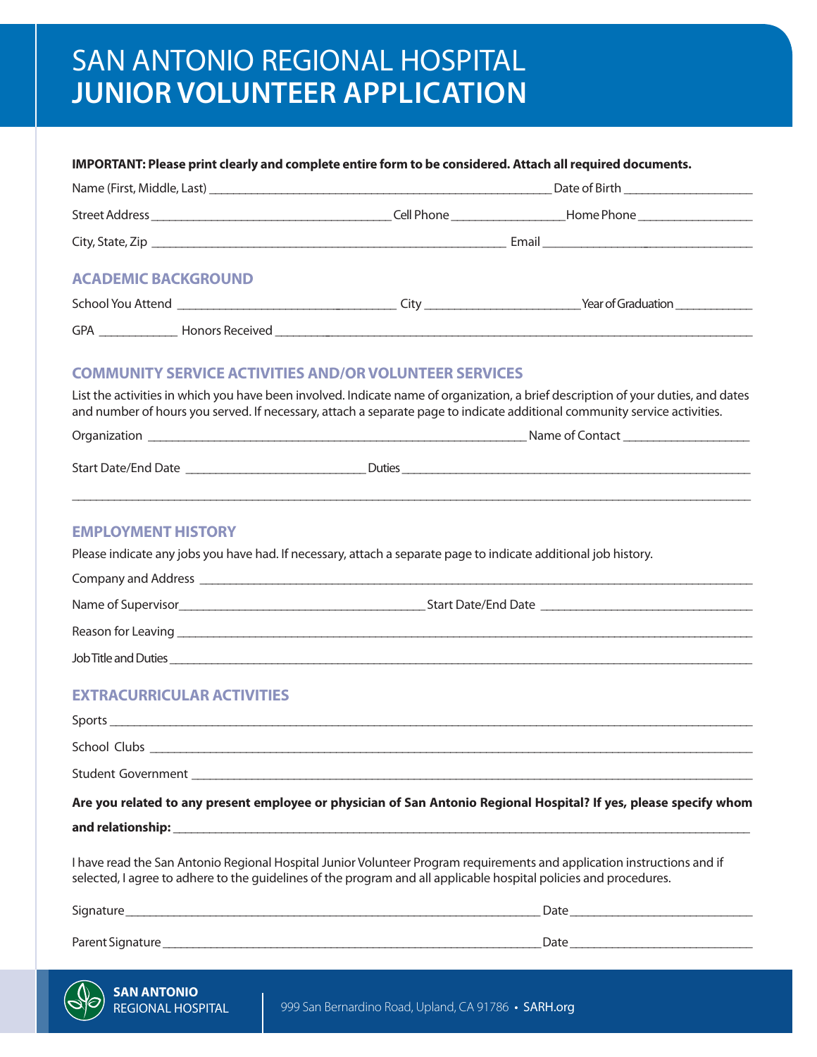# SAN ANTONIO REGIONAL HOSPITAL
# JUNIOR VOLUNTEER APPLICATION

**IMPORTANT: Please print clearly and complete entire form to be considered. Attach all required documents.**

Name (First, Middle, Last) ____________________ Date of Birth ____________________

Street Address ____________________ Cell Phone ____________________ Home Phone ____________________

City, State, Zip ____________________ Email ____________________

## ACADEMIC BACKGROUND

School You Attend ____________________ City ____________________ Year of Graduation ____________________

GPA ____________ Honors Received ____________________

## COMMUNITY SERVICE ACTIVITIES AND/OR VOLUNTEER SERVICES

List the activities in which you have been involved. Indicate name of organization, a brief description of your duties, and dates and number of hours you served. If necessary, attach a separate page to indicate additional community service activities.

Organization ____________________ Name of Contact ____________________

Start Date/End Date ____________________ Duties ____________________

____________________

## EMPLOYMENT HISTORY

Please indicate any jobs you have had. If necessary, attach a separate page to indicate additional job history.

Company and Address ____________________

Name of Supervisor ____________________ Start Date/End Date ____________________

Reason for Leaving ____________________

Job Title and Duties ____________________

## EXTRACURRICULAR ACTIVITIES

Sports ____________________

School Clubs ____________________

Student Government ____________________

**Are you related to any present employee or physician of San Antonio Regional Hospital? If yes, please specify whom and relationship:** ____________________

I have read the San Antonio Regional Hospital Junior Volunteer Program requirements and application instructions and if selected, I agree to adhere to the guidelines of the program and all applicable hospital policies and procedures.

Signature ____________________ Date ____________________

Parent Signature ____________________ Date ____________________

**SAN ANTONIO** REGIONAL HOSPITAL

999 San Bernardino Road, Upland, CA 91786 • SARH.org